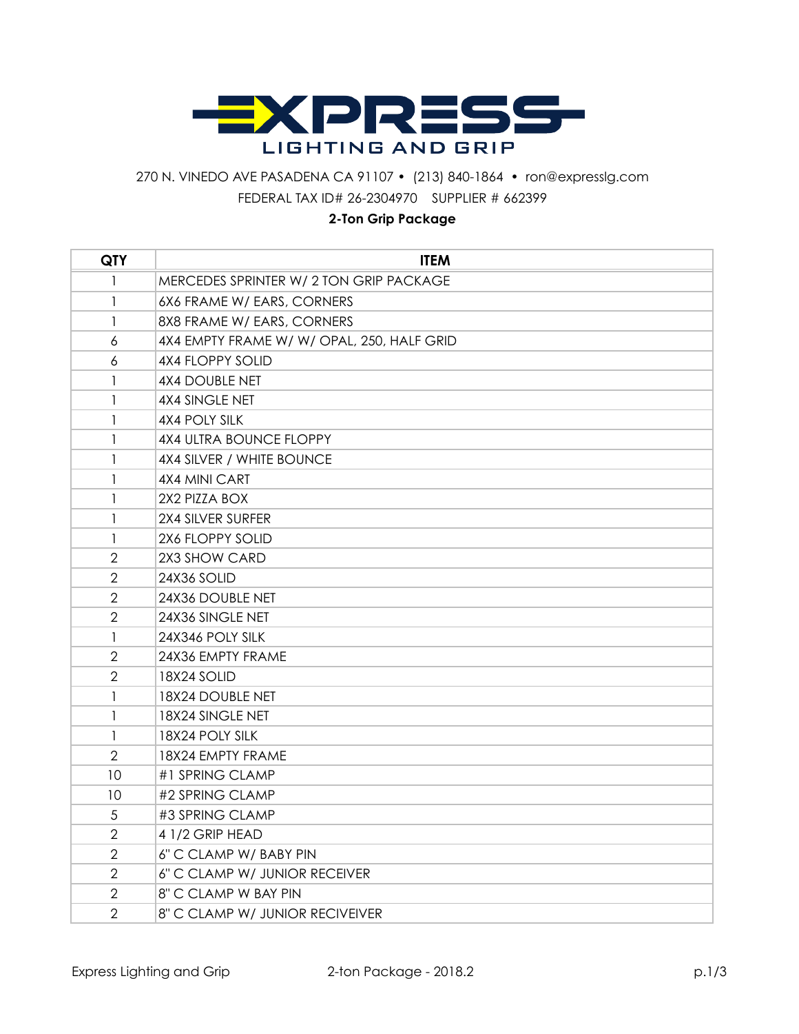# EXPRESS LIGHTING AND GRIP

270 N. VINEDO AVE PASADENA CA 91107 • (213) 840-1864 • ron@expresslg.com

FEDERAL TAX ID# 26-2304970 SUPPLIER # 662399

**2-Ton Grip Package**

| QTY | ITEM |
|---|---|
| 1 | MERCEDES SPRINTER W/ 2 TON GRIP PACKAGE |
| 1 | 6X6 FRAME W/ EARS, CORNERS |
| 1 | 8X8 FRAME W/ EARS, CORNERS |
| 6 | 4X4 EMPTY FRAME W/ W/ OPAL, 250, HALF GRID |
| 6 | 4X4 FLOPPY SOLID |
| 1 | 4X4 DOUBLE NET |
| 1 | 4X4 SINGLE NET |
| 1 | 4X4 POLY SILK |
| 1 | 4X4 ULTRA BOUNCE FLOPPY |
| 1 | 4X4 SILVER / WHITE BOUNCE |
| 1 | 4X4 MINI CART |
| 1 | 2X2 PIZZA BOX |
| 1 | 2X4 SILVER SURFER |
| 1 | 2X6 FLOPPY SOLID |
| 2 | 2X3 SHOW CARD |
| 2 | 24X36 SOLID |
| 2 | 24X36 DOUBLE NET |
| 2 | 24X36 SINGLE NET |
| 1 | 24X346 POLY SILK |
| 2 | 24X36 EMPTY FRAME |
| 2 | 18X24 SOLID |
| 1 | 18X24 DOUBLE NET |
| 1 | 18X24 SINGLE NET |
| 1 | 18X24 POLY SILK |
| 2 | 18X24 EMPTY FRAME |
| 10 | #1 SPRING CLAMP |
| 10 | #2 SPRING CLAMP |
| 5 | #3 SPRING CLAMP |
| 2 | 4 1/2 GRIP HEAD |
| 2 | 6" C CLAMP W/ BABY PIN |
| 2 | 6" C CLAMP W/ JUNIOR RECEIVER |
| 2 | 8" C CLAMP W BAY PIN |
| 2 | 8" C CLAMP W/ JUNIOR RECIVEIVER |

Express Lighting and Grip 2-ton Package - 2018.2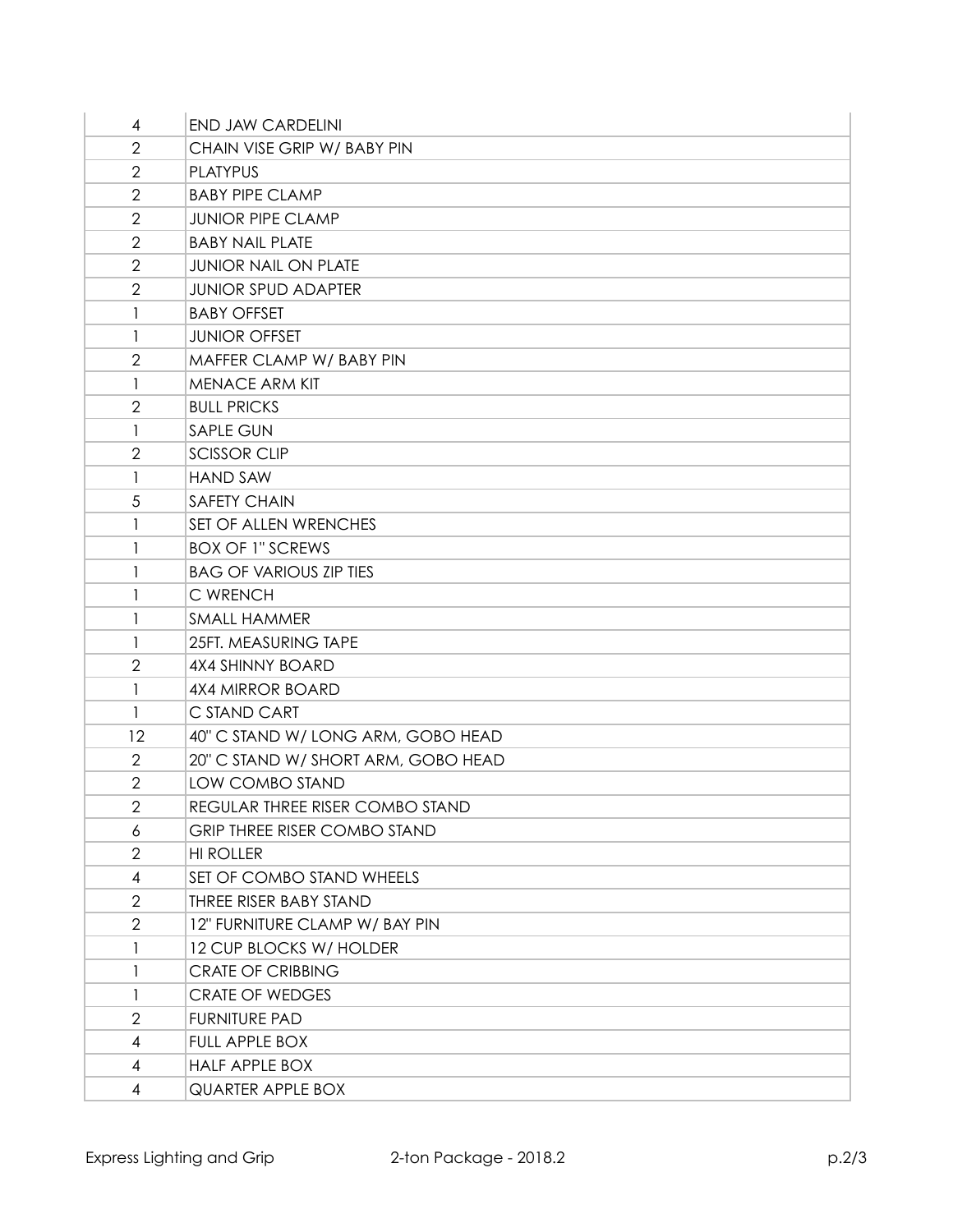| | |
|---|---|
| 4 | END JAW CARDELINI |
| 2 | CHAIN VISE GRIP W/ BABY PIN |
| 2 | PLATYPUS |
| 2 | BABY PIPE CLAMP |
| 2 | JUNIOR PIPE CLAMP |
| 2 | BABY NAIL PLATE |
| 2 | JUNIOR NAIL ON PLATE |
| 2 | JUNIOR SPUD ADAPTER |
| 1 | BABY OFFSET |
| 1 | JUNIOR OFFSET |
| 2 | MAFFER CLAMP W/ BABY PIN |
| 1 | MENACE ARM KIT |
| 2 | BULL PRICKS |
| 1 | SAPLE GUN |
| 2 | SCISSOR CLIP |
| 1 | HAND SAW |
| 5 | SAFETY CHAIN |
| 1 | SET OF ALLEN WRENCHES |
| 1 | BOX OF 1" SCREWS |
| 1 | BAG OF VARIOUS ZIP TIES |
| 1 | C WRENCH |
| 1 | SMALL HAMMER |
| 1 | 25FT. MEASURING TAPE |
| 2 | 4X4 SHINNY BOARD |
| 1 | 4X4 MIRROR BOARD |
| 1 | C STAND CART |
| 12 | 40" C STAND W/ LONG ARM, GOBO HEAD |
| 2 | 20" C STAND W/ SHORT ARM, GOBO HEAD |
| 2 | LOW COMBO STAND |
| 2 | REGULAR THREE RISER COMBO STAND |
| 6 | GRIP THREE RISER COMBO STAND |
| 2 | HI ROLLER |
| 4 | SET OF COMBO STAND WHEELS |
| 2 | THREE RISER BABY STAND |
| 2 | 12" FURNITURE CLAMP W/ BAY PIN |
| 1 | 12 CUP BLOCKS W/ HOLDER |
| 1 | CRATE OF CRIBBING |
| 1 | CRATE OF WEDGES |
| 2 | FURNITURE PAD |
| 4 | FULL APPLE BOX |
| 4 | HALF APPLE BOX |
| 4 | QUARTER APPLE BOX |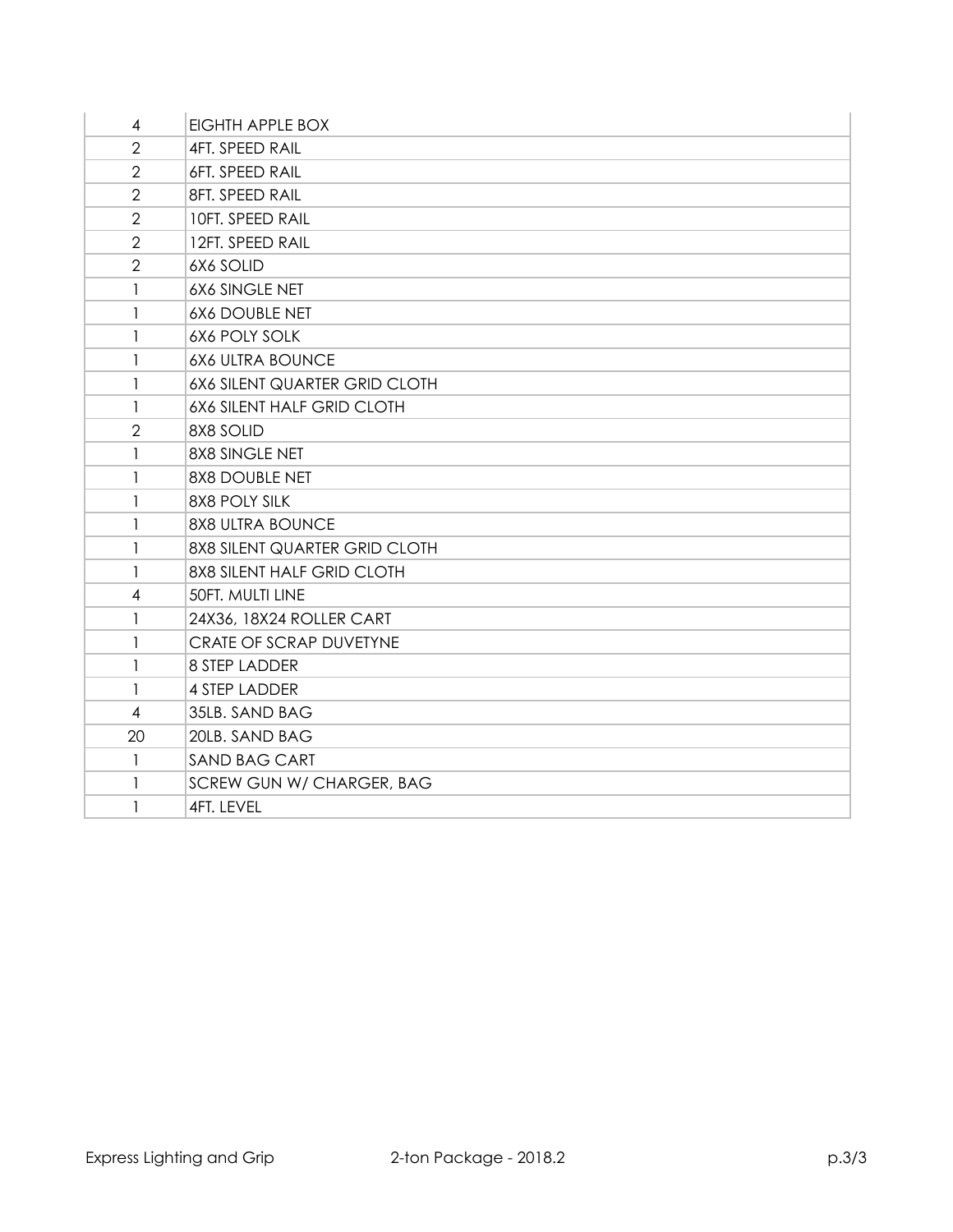| | |
|---|---|
| 4 | EIGHTH APPLE BOX |
| 2 | 4FT. SPEED RAIL |
| 2 | 6FT. SPEED RAIL |
| 2 | 8FT. SPEED RAIL |
| 2 | 10FT. SPEED RAIL |
| 2 | 12FT. SPEED RAIL |
| 2 | 6X6 SOLID |
| 1 | 6X6 SINGLE NET |
| 1 | 6X6 DOUBLE NET |
| 1 | 6X6 POLY SOLK |
| 1 | 6X6 ULTRA BOUNCE |
| 1 | 6X6 SILENT QUARTER GRID CLOTH |
| 1 | 6X6 SILENT HALF GRID CLOTH |
| 2 | 8X8 SOLID |
| 1 | 8X8 SINGLE NET |
| 1 | 8X8 DOUBLE NET |
| 1 | 8X8 POLY SILK |
| 1 | 8X8 ULTRA BOUNCE |
| 1 | 8X8 SILENT QUARTER GRID CLOTH |
| 1 | 8X8 SILENT HALF GRID CLOTH |
| 4 | 50FT. MULTI LINE |
| 1 | 24X36, 18X24 ROLLER CART |
| 1 | CRATE OF SCRAP DUVETYNE |
| 1 | 8 STEP LADDER |
| 1 | 4 STEP LADDER |
| 4 | 35LB. SAND BAG |
| 20 | 20LB. SAND BAG |
| 1 | SAND BAG CART |
| 1 | SCREW GUN W/ CHARGER, BAG |
| 1 | 4FT. LEVEL |